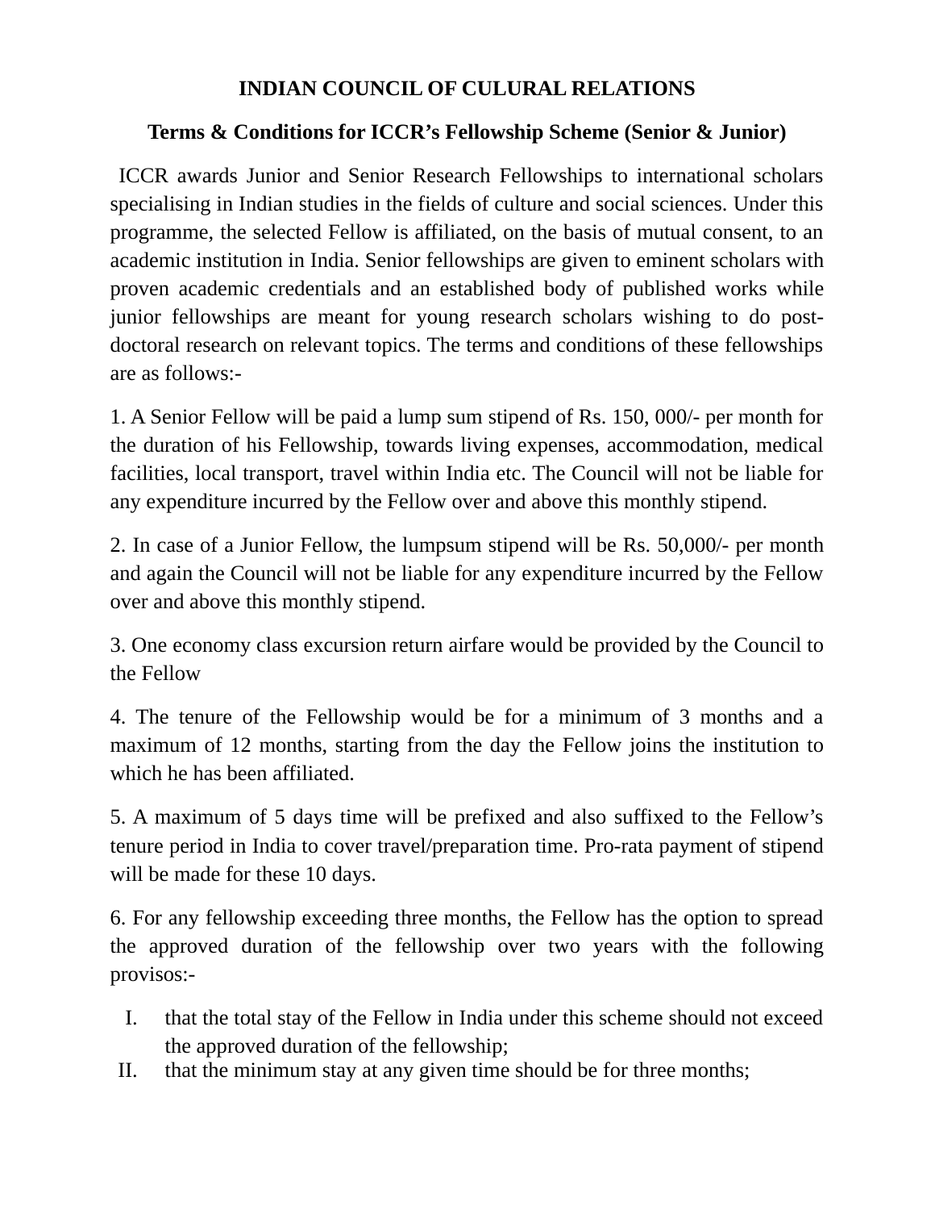# INDIAN COUNCIL OF CULURAL RELATIONS

## Terms & Conditions for ICCR's Fellowship Scheme (Senior & Junior)

ICCR awards Junior and Senior Research Fellowships to international scholars specialising in Indian studies in the fields of culture and social sciences. Under this programme, the selected Fellow is affiliated, on the basis of mutual consent, to an academic institution in India. Senior fellowships are given to eminent scholars with proven academic credentials and an established body of published works while junior fellowships are meant for young research scholars wishing to do post-doctoral research on relevant topics. The terms and conditions of these fellowships are as follows:-

1. A Senior Fellow will be paid a lump sum stipend of Rs. 150, 000/- per month for the duration of his Fellowship, towards living expenses, accommodation, medical facilities, local transport, travel within India etc. The Council will not be liable for any expenditure incurred by the Fellow over and above this monthly stipend.

2. In case of a Junior Fellow, the lumpsum stipend will be Rs. 50,000/- per month and again the Council will not be liable for any expenditure incurred by the Fellow over and above this monthly stipend.

3. One economy class excursion return airfare would be provided by the Council to the Fellow

4. The tenure of the Fellowship would be for a minimum of 3 months and a maximum of 12 months, starting from the day the Fellow joins the institution to which he has been affiliated.

5. A maximum of 5 days time will be prefixed and also suffixed to the Fellow's tenure period in India to cover travel/preparation time. Pro-rata payment of stipend will be made for these 10 days.

6. For any fellowship exceeding three months, the Fellow has the option to spread the approved duration of the fellowship over two years with the following provisos:-

I. that the total stay of the Fellow in India under this scheme should not exceed the approved duration of the fellowship;

II. that the minimum stay at any given time should be for three months;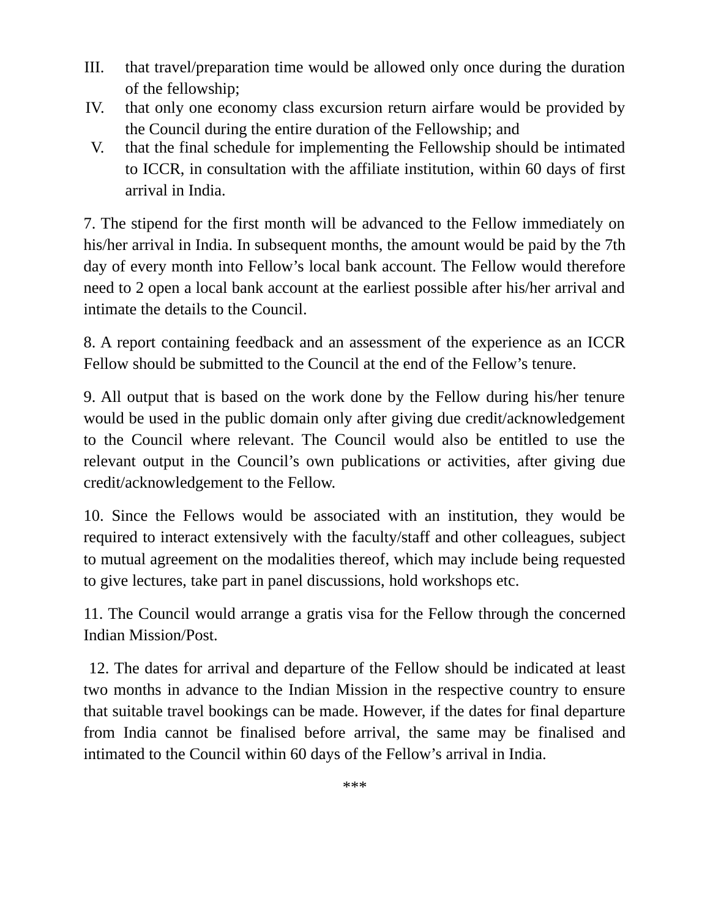III. that travel/preparation time would be allowed only once during the duration of the fellowship;

IV. that only one economy class excursion return airfare would be provided by the Council during the entire duration of the Fellowship; and

V. that the final schedule for implementing the Fellowship should be intimated to ICCR, in consultation with the affiliate institution, within 60 days of first arrival in India.

7. The stipend for the first month will be advanced to the Fellow immediately on his/her arrival in India. In subsequent months, the amount would be paid by the 7th day of every month into Fellow's local bank account. The Fellow would therefore need to 2 open a local bank account at the earliest possible after his/her arrival and intimate the details to the Council.

8. A report containing feedback and an assessment of the experience as an ICCR Fellow should be submitted to the Council at the end of the Fellow's tenure.

9. All output that is based on the work done by the Fellow during his/her tenure would be used in the public domain only after giving due credit/acknowledgement to the Council where relevant. The Council would also be entitled to use the relevant output in the Council's own publications or activities, after giving due credit/acknowledgement to the Fellow.

10. Since the Fellows would be associated with an institution, they would be required to interact extensively with the faculty/staff and other colleagues, subject to mutual agreement on the modalities thereof, which may include being requested to give lectures, take part in panel discussions, hold workshops etc.

11. The Council would arrange a gratis visa for the Fellow through the concerned Indian Mission/Post.

12. The dates for arrival and departure of the Fellow should be indicated at least two months in advance to the Indian Mission in the respective country to ensure that suitable travel bookings can be made. However, if the dates for final departure from India cannot be finalised before arrival, the same may be finalised and intimated to the Council within 60 days of the Fellow's arrival in India.

***